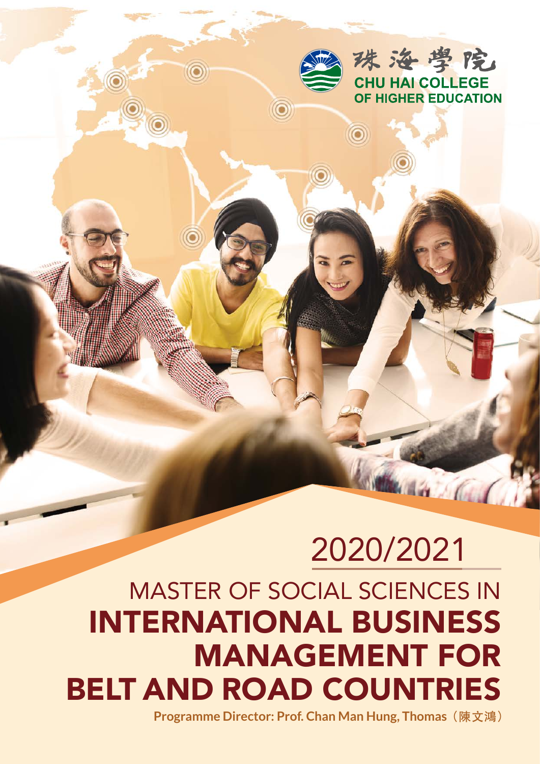珠海學院
CHU HAI COLLEGE OF HIGHER EDUCATION

# 2020/2021

# MASTER OF SOCIAL SCIENCES IN INTERNATIONAL BUSINESS MANAGEMENT FOR BELT AND ROAD COUNTRIES

**Programme Director: Prof. Chan Man Hung, Thomas（陳文鴻）**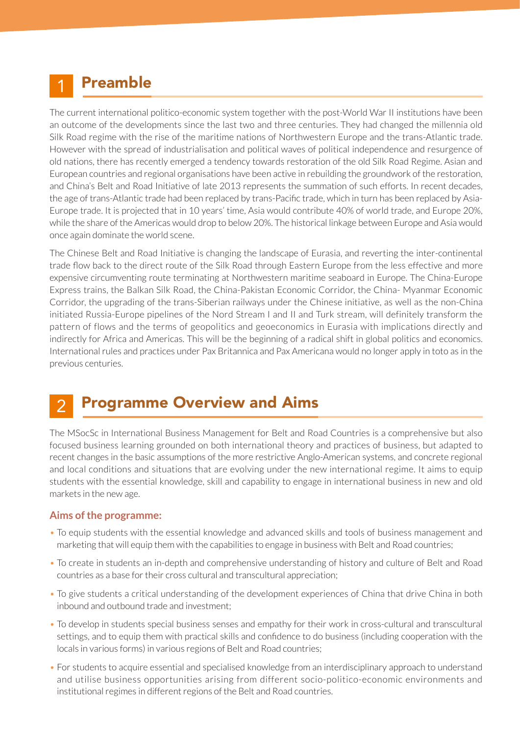## 1 Preamble

The current international politico-economic system together with the post-World War II institutions have been an outcome of the developments since the last two and three centuries. They had changed the millennia old Silk Road regime with the rise of the maritime nations of Northwestern Europe and the trans-Atlantic trade. However with the spread of industrialisation and political waves of political independence and resurgence of old nations, there has recently emerged a tendency towards restoration of the old Silk Road Regime. Asian and European countries and regional organisations have been active in rebuilding the groundwork of the restoration, and China's Belt and Road Initiative of late 2013 represents the summation of such efforts. In recent decades, the age of trans-Atlantic trade had been replaced by trans-Pacific trade, which in turn has been replaced by Asia-Europe trade. It is projected that in 10 years' time, Asia would contribute 40% of world trade, and Europe 20%, while the share of the Americas would drop to below 20%. The historical linkage between Europe and Asia would once again dominate the world scene.

The Chinese Belt and Road Initiative is changing the landscape of Eurasia, and reverting the inter-continental trade flow back to the direct route of the Silk Road through Eastern Europe from the less effective and more expensive circumventing route terminating at Northwestern maritime seaboard in Europe. The China-Europe Express trains, the Balkan Silk Road, the China-Pakistan Economic Corridor, the China- Myanmar Economic Corridor, the upgrading of the trans-Siberian railways under the Chinese initiative, as well as the non-China initiated Russia-Europe pipelines of the Nord Stream I and II and Turk stream, will definitely transform the pattern of flows and the terms of geopolitics and geoeconomics in Eurasia with implications directly and indirectly for Africa and Americas. This will be the beginning of a radical shift in global politics and economics. International rules and practices under Pax Britannica and Pax Americana would no longer apply in toto as in the previous centuries.

## 2 Programme Overview and Aims

The MSocSc in International Business Management for Belt and Road Countries is a comprehensive but also focused business learning grounded on both international theory and practices of business, but adapted to recent changes in the basic assumptions of the more restrictive Anglo-American systems, and concrete regional and local conditions and situations that are evolving under the new international regime. It aims to equip students with the essential knowledge, skill and capability to engage in international business in new and old markets in the new age.

**Aims of the programme:**

- To equip students with the essential knowledge and advanced skills and tools of business management and marketing that will equip them with the capabilities to engage in business with Belt and Road countries;
- To create in students an in-depth and comprehensive understanding of history and culture of Belt and Road countries as a base for their cross cultural and transcultural appreciation;
- To give students a critical understanding of the development experiences of China that drive China in both inbound and outbound trade and investment;
- To develop in students special business senses and empathy for their work in cross-cultural and transcultural settings, and to equip them with practical skills and confidence to do business (including cooperation with the locals in various forms) in various regions of Belt and Road countries;
- For students to acquire essential and specialised knowledge from an interdisciplinary approach to understand and utilise business opportunities arising from different socio-politico-economic environments and institutional regimes in different regions of the Belt and Road countries.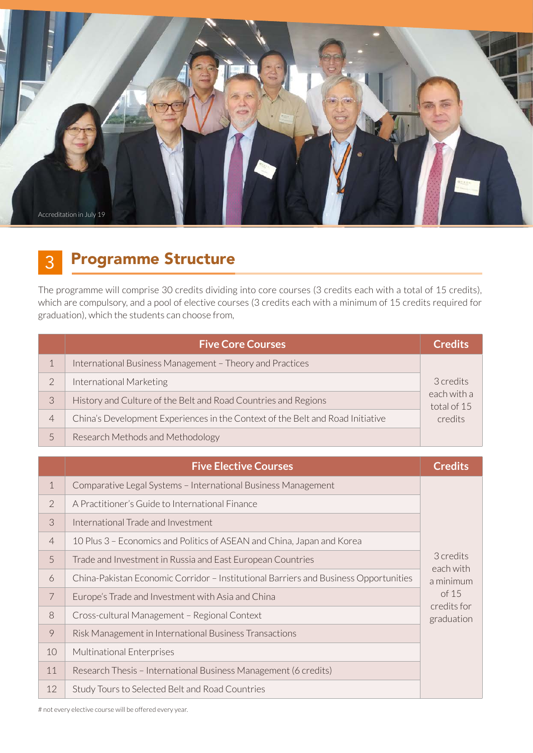Accreditation in July 19

## 3 Programme Structure

The programme will comprise 30 credits dividing into core courses (3 credits each with a total of 15 credits), which are compulsory, and a pool of elective courses (3 credits each with a minimum of 15 credits required for graduation), which the students can choose from,

| | Five Core Courses | Credits |
|---|---|---|
| 1 | International Business Management – Theory and Practices | 3 credits each with a total of 15 credits |
| 2 | International Marketing | |
| 3 | History and Culture of the Belt and Road Countries and Regions | |
| 4 | China's Development Experiences in the Context of the Belt and Road Initiative | |
| 5 | Research Methods and Methodology | |

| | Five Elective Courses | Credits |
|---|---|---|
| 1 | Comparative Legal Systems – International Business Management | 3 credits each with a minimum of 15 credits for graduation |
| 2 | A Practitioner's Guide to International Finance | |
| 3 | International Trade and Investment | |
| 4 | 10 Plus 3 – Economics and Politics of ASEAN and China, Japan and Korea | |
| 5 | Trade and Investment in Russia and East European Countries | |
| 6 | China-Pakistan Economic Corridor – Institutional Barriers and Business Opportunities | |
| 7 | Europe's Trade and Investment with Asia and China | |
| 8 | Cross-cultural Management – Regional Context | |
| 9 | Risk Management in International Business Transactions | |
| 10 | Multinational Enterprises | |
| 11 | Research Thesis – International Business Management (6 credits) | |
| 12 | Study Tours to Selected Belt and Road Countries | |

# not every elective course will be offered every year.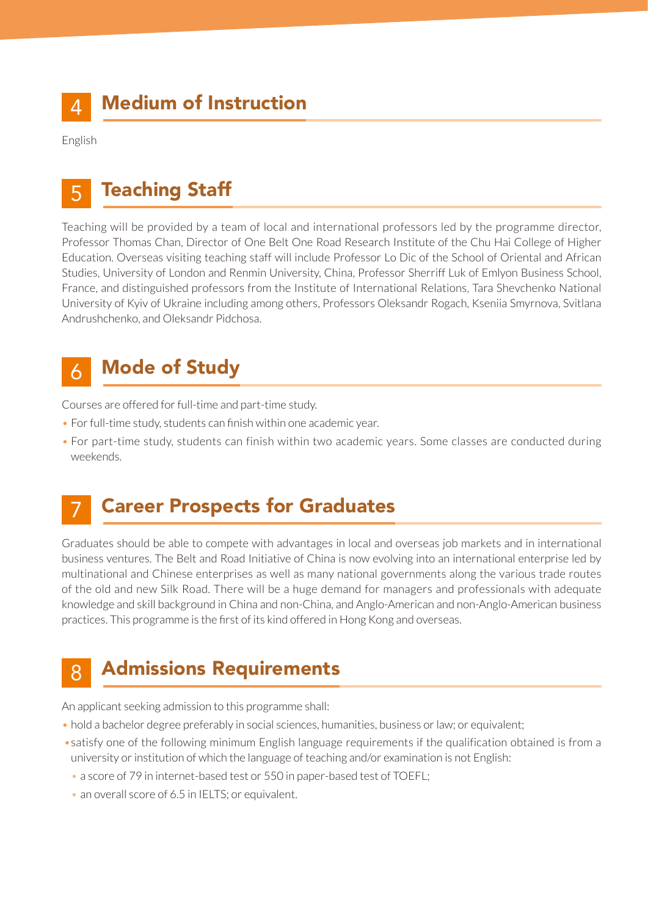## 4 Medium of Instruction

English

## 5 Teaching Staff

Teaching will be provided by a team of local and international professors led by the programme director, Professor Thomas Chan, Director of One Belt One Road Research Institute of the Chu Hai College of Higher Education. Overseas visiting teaching staff will include Professor Lo Dic of the School of Oriental and African Studies, University of London and Renmin University, China, Professor Sherriff Luk of Emlyon Business School, France, and distinguished professors from the Institute of International Relations, Tara Shevchenko National University of Kyiv of Ukraine including among others, Professors Oleksandr Rogach, Kseniia Smyrnova, Svitlana Andrushchenko, and Oleksandr Pidchosa.

## 6 Mode of Study

Courses are offered for full-time and part-time study.

- For full-time study, students can finish within one academic year.
- For part-time study, students can finish within two academic years. Some classes are conducted during weekends.

## 7 Career Prospects for Graduates

Graduates should be able to compete with advantages in local and overseas job markets and in international business ventures. The Belt and Road Initiative of China is now evolving into an international enterprise led by multinational and Chinese enterprises as well as many national governments along the various trade routes of the old and new Silk Road. There will be a huge demand for managers and professionals with adequate knowledge and skill background in China and non-China, and Anglo-American and non-Anglo-American business practices. This programme is the first of its kind offered in Hong Kong and overseas.

## 8 Admissions Requirements

An applicant seeking admission to this programme shall:

- hold a bachelor degree preferably in social sciences, humanities, business or law; or equivalent;
- satisfy one of the following minimum English language requirements if the qualification obtained is from a university or institution of which the language of teaching and/or examination is not English:
  - a score of 79 in internet-based test or 550 in paper-based test of TOEFL;
  - an overall score of 6.5 in IELTS; or equivalent.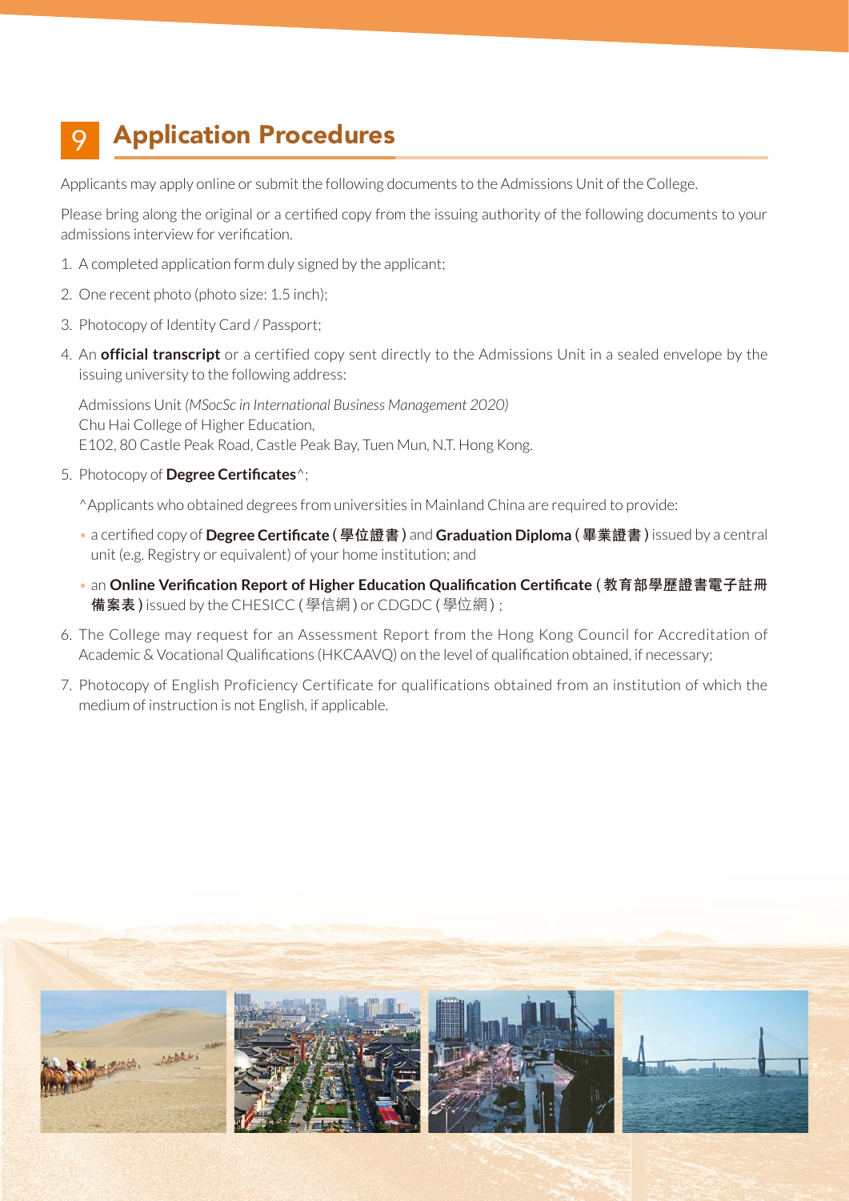## 9 Application Procedures

Applicants may apply online or submit the following documents to the Admissions Unit of the College.

Please bring along the original or a certified copy from the issuing authority of the following documents to your admissions interview for verification.

1. A completed application form duly signed by the applicant;
2. One recent photo (photo size: 1.5 inch);
3. Photocopy of Identity Card / Passport;
4. An **official transcript** or a certified copy sent directly to the Admissions Unit in a sealed envelope by the issuing university to the following address:

   Admissions Unit *(MSocSc in International Business Management 2020)*
   Chu Hai College of Higher Education,
   E102, 80 Castle Peak Road, Castle Peak Bay, Tuen Mun, N.T. Hong Kong.

5. Photocopy of **Degree Certificates**^;

   ^Applicants who obtained degrees from universities in Mainland China are required to provide:

   - a certified copy of **Degree Certificate ( 學位證書 )** and **Graduation Diploma ( 畢業證書 )** issued by a central unit (e.g. Registry or equivalent) of your home institution; and
   - an **Online Verification Report of Higher Education Qualification Certificate ( 教育部學歷證書電子註冊備案表 )** issued by the CHESICC ( 學信網 ) or CDGDC ( 學位網 ) ;

6. The College may request for an Assessment Report from the Hong Kong Council for Accreditation of Academic & Vocational Qualifications (HKCAAVQ) on the level of qualification obtained, if necessary;
7. Photocopy of English Proficiency Certificate for qualifications obtained from an institution of which the medium of instruction is not English, if applicable.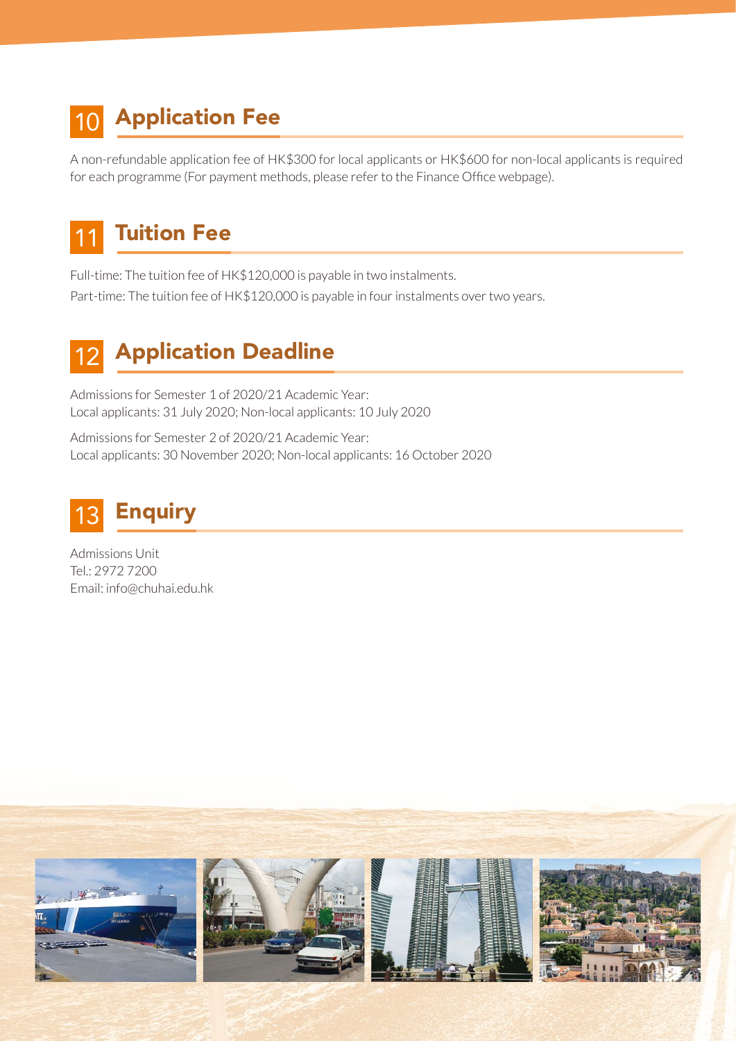## 10 Application Fee

A non-refundable application fee of HK$300 for local applicants or HK$600 for non-local applicants is required for each programme (For payment methods, please refer to the Finance Office webpage).

## 11 Tuition Fee

Full-time: The tuition fee of HK$120,000 is payable in two instalments.

Part-time: The tuition fee of HK$120,000 is payable in four instalments over two years.

## 12 Application Deadline

Admissions for Semester 1 of 2020/21 Academic Year:
Local applicants: 31 July 2020; Non-local applicants: 10 July 2020

Admissions for Semester 2 of 2020/21 Academic Year:
Local applicants: 30 November 2020; Non-local applicants: 16 October 2020

## 13 Enquiry

Admissions Unit
Tel.: 2972 7200
Email: info@chuhai.edu.hk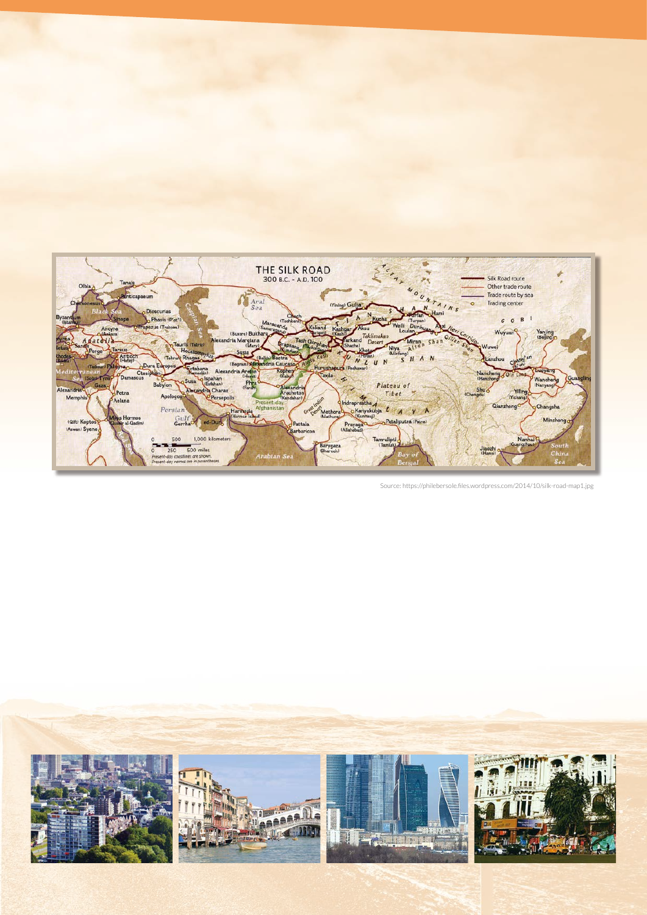Source: https://philebersole.files.wordpress.com/2014/10/silk-road-map1.jpg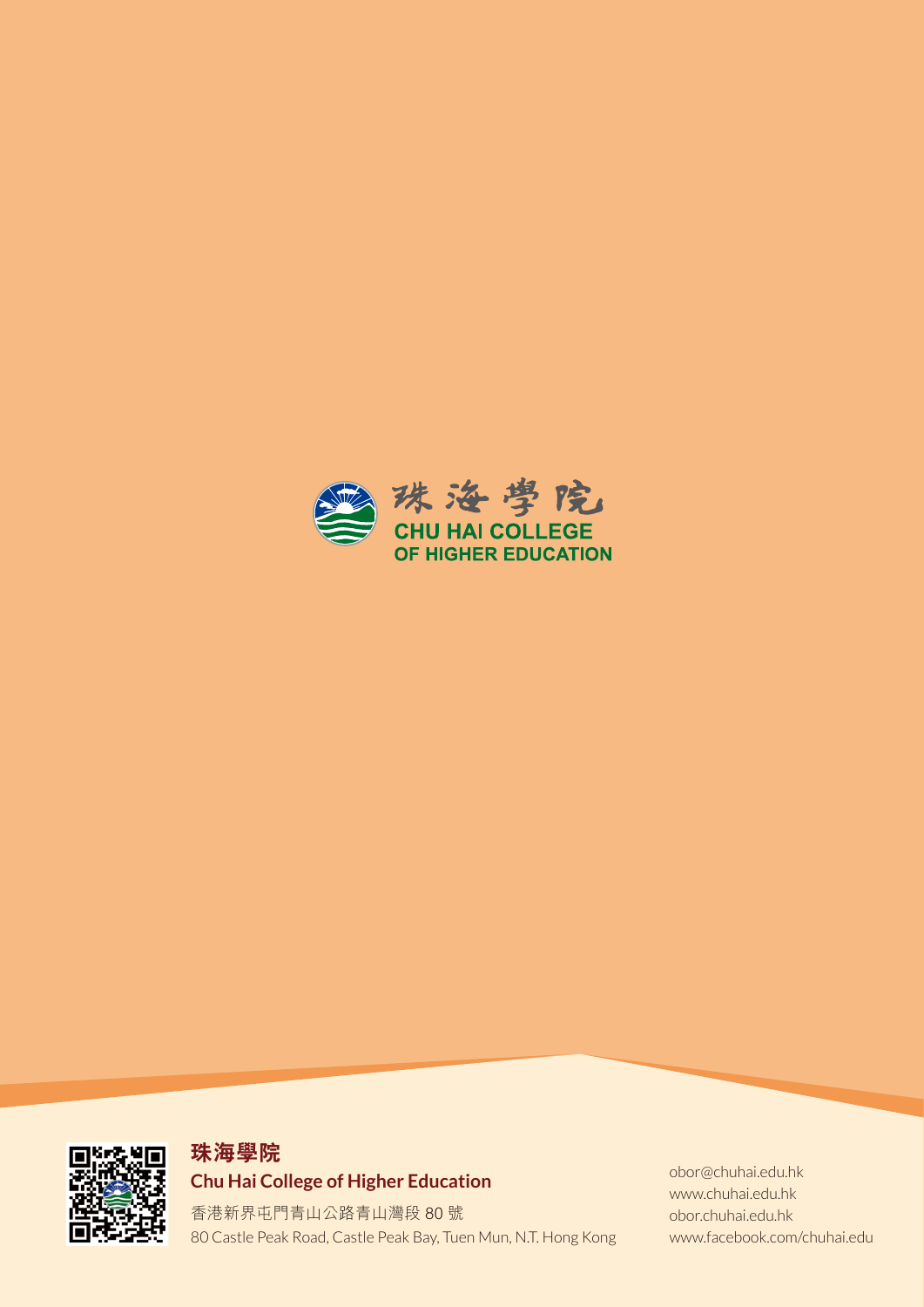珠海學院
CHU HAI COLLEGE
OF HIGHER EDUCATION

**珠海學院**

**Chu Hai College of Higher Education**

香港新界屯門青山公路青山灣段 80 號

80 Castle Peak Road, Castle Peak Bay, Tuen Mun, N.T. Hong Kong

obor@chuhai.edu.hk

www.chuhai.edu.hk

obor.chuhai.edu.hk

www.facebook.com/chuhai.edu